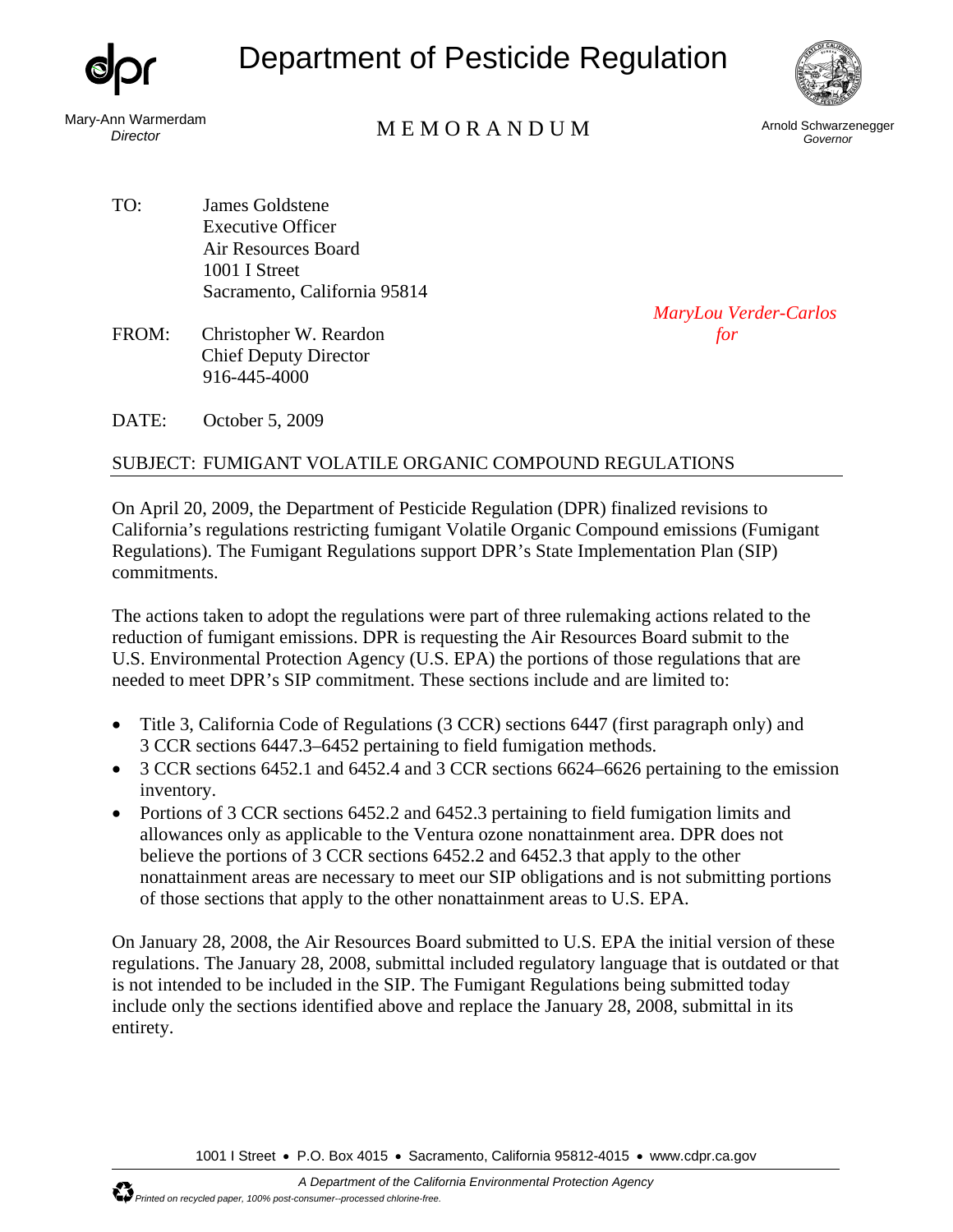# Department of Pesticide Regulation

Mary-Ann Warmerdam
*Director*

## MEMORANDUM

Arnold Schwarzenegger
*Governor*

TO: James Goldstene
Executive Officer
Air Resources Board
1001 I Street
Sacramento, California 95814

FROM: Christopher W. Reardon
Chief Deputy Director
916-445-4000

*MaryLou Verder-Carlos for*

DATE: October 5, 2009

SUBJECT: FUMIGANT VOLATILE ORGANIC COMPOUND REGULATIONS

On April 20, 2009, the Department of Pesticide Regulation (DPR) finalized revisions to California's regulations restricting fumigant Volatile Organic Compound emissions (Fumigant Regulations). The Fumigant Regulations support DPR's State Implementation Plan (SIP) commitments.

The actions taken to adopt the regulations were part of three rulemaking actions related to the reduction of fumigant emissions. DPR is requesting the Air Resources Board submit to the U.S. Environmental Protection Agency (U.S. EPA) the portions of those regulations that are needed to meet DPR's SIP commitment. These sections include and are limited to:

- Title 3, California Code of Regulations (3 CCR) sections 6447 (first paragraph only) and 3 CCR sections 6447.3–6452 pertaining to field fumigation methods.
- 3 CCR sections 6452.1 and 6452.4 and 3 CCR sections 6624–6626 pertaining to the emission inventory.
- Portions of 3 CCR sections 6452.2 and 6452.3 pertaining to field fumigation limits and allowances only as applicable to the Ventura ozone nonattainment area. DPR does not believe the portions of 3 CCR sections 6452.2 and 6452.3 that apply to the other nonattainment areas are necessary to meet our SIP obligations and is not submitting portions of those sections that apply to the other nonattainment areas to U.S. EPA.

On January 28, 2008, the Air Resources Board submitted to U.S. EPA the initial version of these regulations. The January 28, 2008, submittal included regulatory language that is outdated or that is not intended to be included in the SIP. The Fumigant Regulations being submitted today include only the sections identified above and replace the January 28, 2008, submittal in its entirety.

1001 I Street • P.O. Box 4015 • Sacramento, California 95812-4015 • www.cdpr.ca.gov

*A Department of the California Environmental Protection Agency*

*Printed on recycled paper, 100% post-consumer--processed chlorine-free.*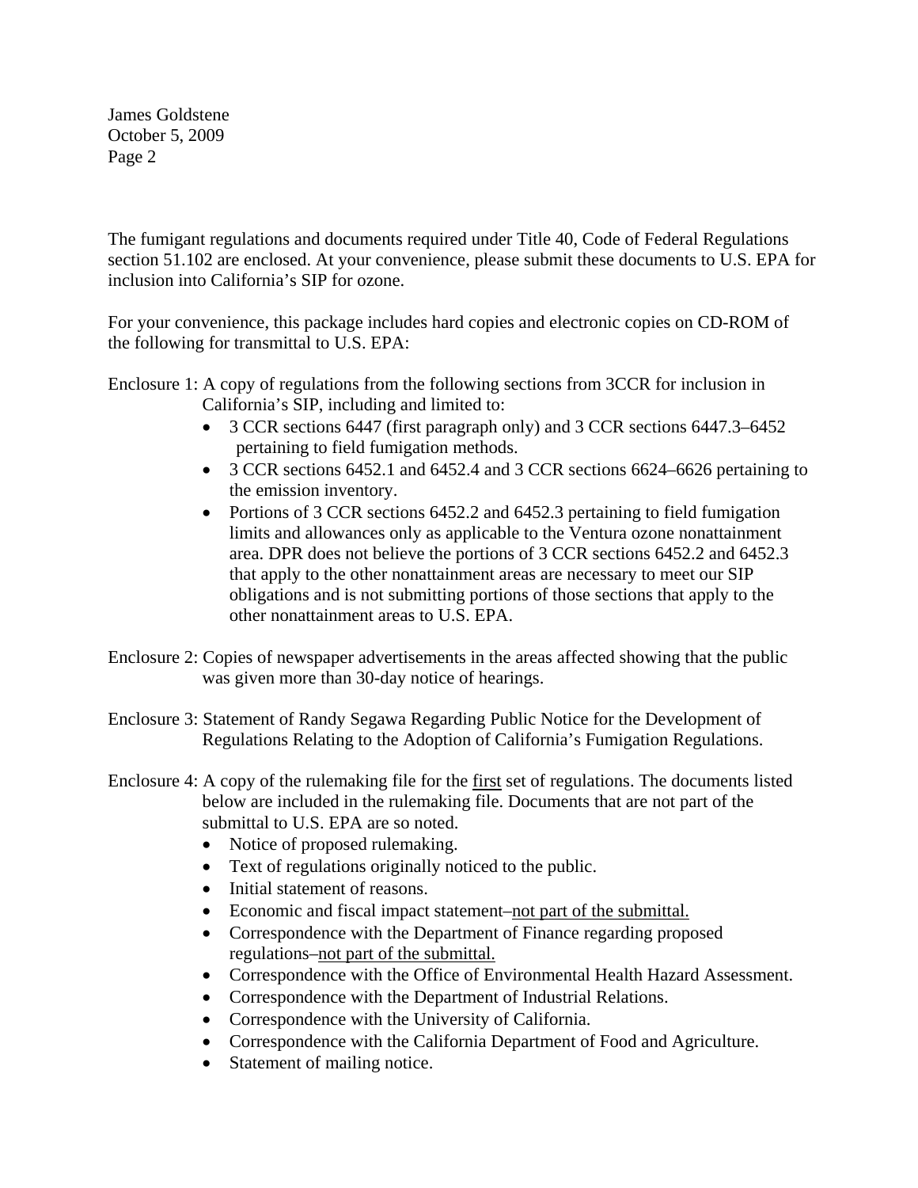The fumigant regulations and documents required under Title 40, Code of Federal Regulations section 51.102 are enclosed. At your convenience, please submit these documents to U.S. EPA for inclusion into California's SIP for ozone.

For your convenience, this package includes hard copies and electronic copies on CD-ROM of the following for transmittal to U.S. EPA:

Enclosure 1: A copy of regulations from the following sections from 3CCR for inclusion in California's SIP, including and limited to:

- 3 CCR sections 6447 (first paragraph only) and 3 CCR sections 6447.3–6452 pertaining to field fumigation methods.
- 3 CCR sections 6452.1 and 6452.4 and 3 CCR sections 6624–6626 pertaining to the emission inventory.
- Portions of 3 CCR sections 6452.2 and 6452.3 pertaining to field fumigation limits and allowances only as applicable to the Ventura ozone nonattainment area. DPR does not believe the portions of 3 CCR sections 6452.2 and 6452.3 that apply to the other nonattainment areas are necessary to meet our SIP obligations and is not submitting portions of those sections that apply to the other nonattainment areas to U.S. EPA.

Enclosure 2: Copies of newspaper advertisements in the areas affected showing that the public was given more than 30-day notice of hearings.

Enclosure 3: Statement of Randy Segawa Regarding Public Notice for the Development of Regulations Relating to the Adoption of California's Fumigation Regulations.

Enclosure 4: A copy of the rulemaking file for the <u>first</u> set of regulations. The documents listed below are included in the rulemaking file. Documents that are not part of the submittal to U.S. EPA are so noted.

- Notice of proposed rulemaking.
- Text of regulations originally noticed to the public.
- Initial statement of reasons.
- Economic and fiscal impact statement–<u>not part of the submittal.</u>
- Correspondence with the Department of Finance regarding proposed regulations–<u>not part of the submittal.</u>
- Correspondence with the Office of Environmental Health Hazard Assessment.
- Correspondence with the Department of Industrial Relations.
- Correspondence with the University of California.
- Correspondence with the California Department of Food and Agriculture.
- Statement of mailing notice.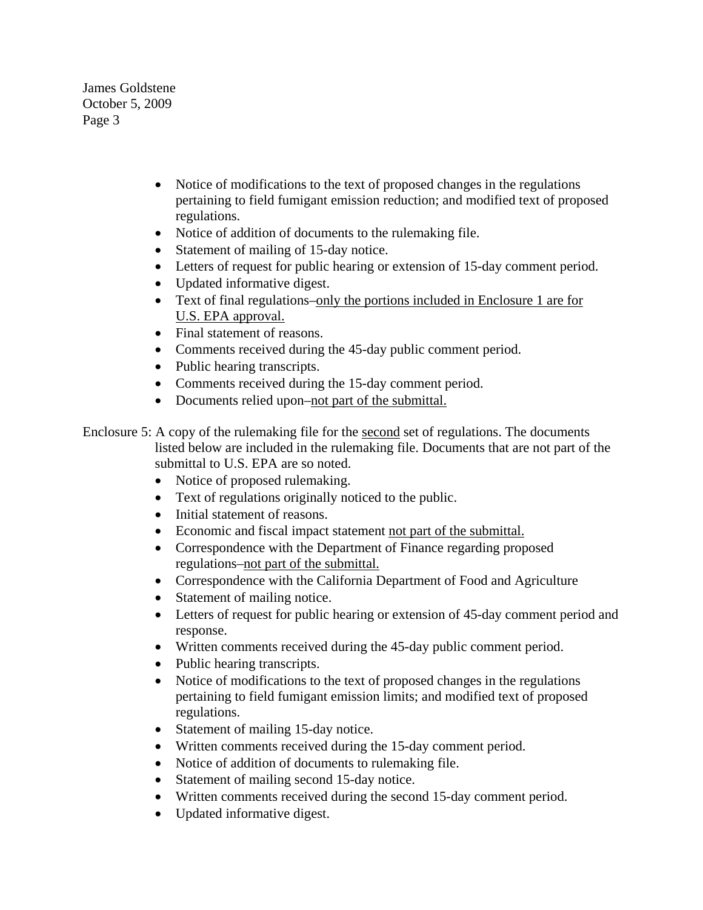- Notice of modifications to the text of proposed changes in the regulations pertaining to field fumigant emission reduction; and modified text of proposed regulations.
- Notice of addition of documents to the rulemaking file.
- Statement of mailing of 15-day notice.
- Letters of request for public hearing or extension of 15-day comment period.
- Updated informative digest.
- Text of final regulations–<u>only the portions included in Enclosure 1 are for U.S. EPA approval.</u>
- Final statement of reasons.
- Comments received during the 45-day public comment period.
- Public hearing transcripts.
- Comments received during the 15-day comment period.
- Documents relied upon–<u>not part of the submittal.</u>

Enclosure 5: A copy of the rulemaking file for the <u>second</u> set of regulations. The documents listed below are included in the rulemaking file. Documents that are not part of the submittal to U.S. EPA are so noted.

- Notice of proposed rulemaking.
- Text of regulations originally noticed to the public.
- Initial statement of reasons.
- Economic and fiscal impact statement <u>not part of the submittal.</u>
- Correspondence with the Department of Finance regarding proposed regulations–<u>not part of the submittal.</u>
- Correspondence with the California Department of Food and Agriculture
- Statement of mailing notice.
- Letters of request for public hearing or extension of 45-day comment period and response.
- Written comments received during the 45-day public comment period.
- Public hearing transcripts.
- Notice of modifications to the text of proposed changes in the regulations pertaining to field fumigant emission limits; and modified text of proposed regulations.
- Statement of mailing 15-day notice.
- Written comments received during the 15-day comment period.
- Notice of addition of documents to rulemaking file.
- Statement of mailing second 15-day notice.
- Written comments received during the second 15-day comment period.
- Updated informative digest.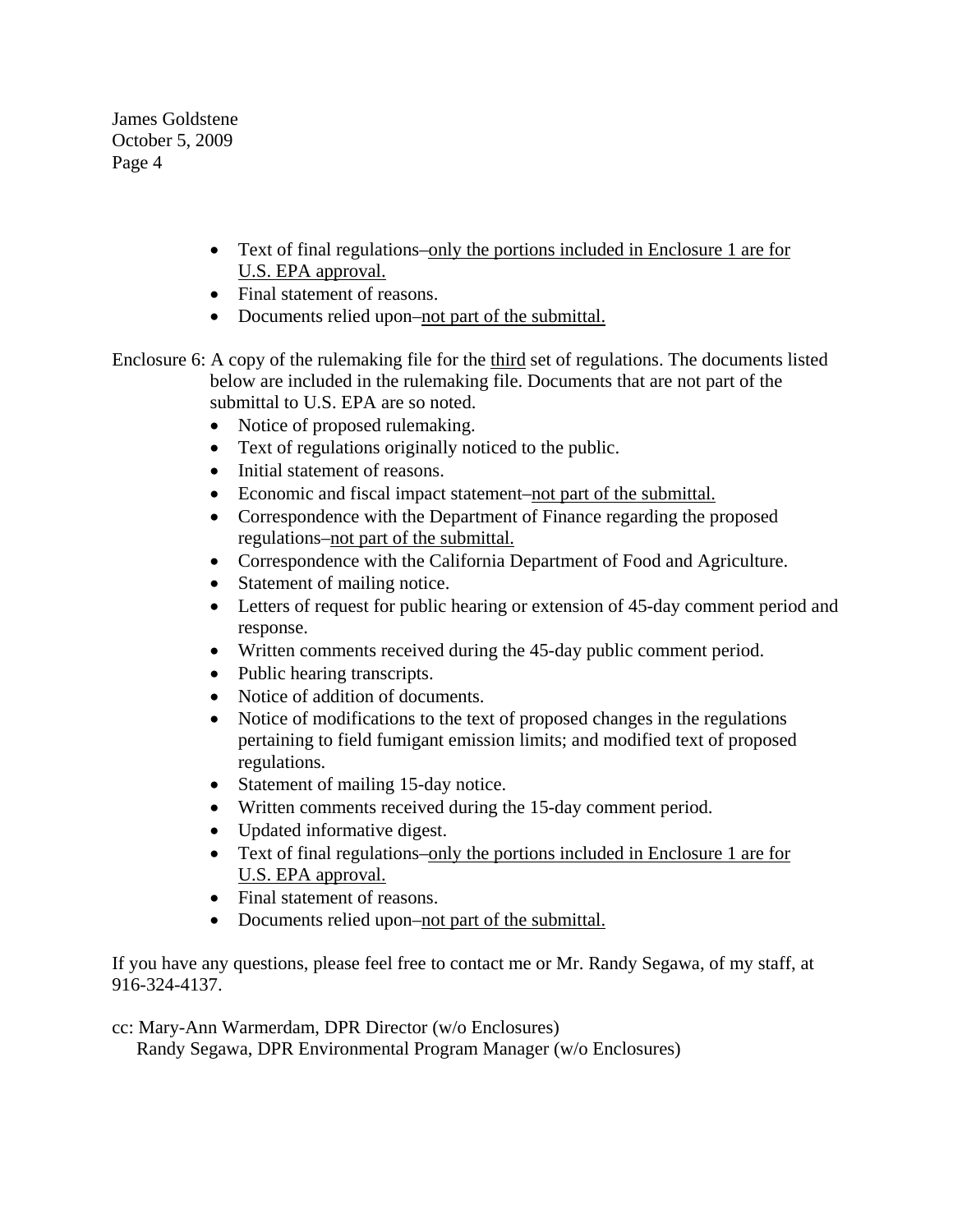- Text of final regulations–<u>only the portions included in Enclosure 1 are for U.S. EPA approval.</u>
- Final statement of reasons.
- Documents relied upon–<u>not part of the submittal.</u>

Enclosure 6: A copy of the rulemaking file for the <u>third</u> set of regulations. The documents listed below are included in the rulemaking file. Documents that are not part of the submittal to U.S. EPA are so noted.

- Notice of proposed rulemaking.
- Text of regulations originally noticed to the public.
- Initial statement of reasons.
- Economic and fiscal impact statement–<u>not part of the submittal.</u>
- Correspondence with the Department of Finance regarding the proposed regulations–<u>not part of the submittal.</u>
- Correspondence with the California Department of Food and Agriculture.
- Statement of mailing notice.
- Letters of request for public hearing or extension of 45-day comment period and response.
- Written comments received during the 45-day public comment period.
- Public hearing transcripts.
- Notice of addition of documents.
- Notice of modifications to the text of proposed changes in the regulations pertaining to field fumigant emission limits; and modified text of proposed regulations.
- Statement of mailing 15-day notice.
- Written comments received during the 15-day comment period.
- Updated informative digest.
- Text of final regulations–<u>only the portions included in Enclosure 1 are for U.S. EPA approval.</u>
- Final statement of reasons.
- Documents relied upon–<u>not part of the submittal.</u>

If you have any questions, please feel free to contact me or Mr. Randy Segawa, of my staff, at 916-324-4137.

cc: Mary-Ann Warmerdam, DPR Director (w/o Enclosures)
Randy Segawa, DPR Environmental Program Manager (w/o Enclosures)